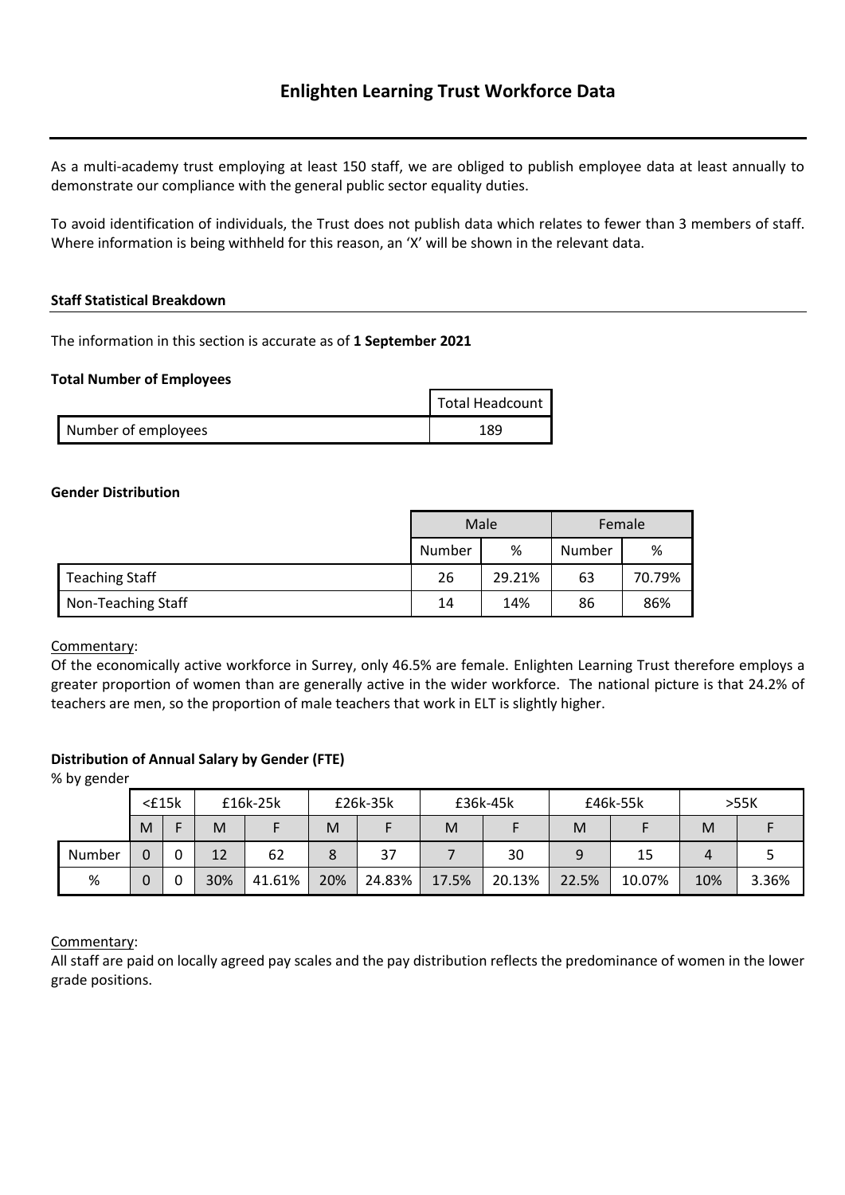# Enlighten Learning Trust Workforce Data

As a multi-academy trust employing at least 150 staff, we are obliged to publish employee data at least annually to demonstrate our compliance with the general public sector equality duties.

To avoid identification of individuals, the Trust does not publish data which relates to fewer than 3 members of staff. Where information is being withheld for this reason, an 'X' will be shown in the relevant data.

## Staff Statistical Breakdown

The information in this section is accurate as of **1 September 2021**

### Total Number of Employees

| | Total Headcount |
|---|---|
| Number of employees | 189 |

### Gender Distribution

| | Male | | Female | |
|---|---|---|---|---|
| | Number | % | Number | % |
| Teaching Staff | 26 | 29.21% | 63 | 70.79% |
| Non-Teaching Staff | 14 | 14% | 86 | 86% |

Commentary:
Of the economically active workforce in Surrey, only 46.5% are female. Enlighten Learning Trust therefore employs a greater proportion of women than are generally active in the wider workforce. The national picture is that 24.2% of teachers are men, so the proportion of male teachers that work in ELT is slightly higher.

### Distribution of Annual Salary by Gender (FTE)

% by gender

| | <£15k | | £16k-25k | | £26k-35k | | £36k-45k | | £46k-55k | | >55K | |
|---|---|---|---|---|---|---|---|---|---|---|---|---|
| | M | F | M | F | M | F | M | F | M | F | M | F |
| Number | 0 | 0 | 12 | 62 | 8 | 37 | 7 | 30 | 9 | 15 | 4 | 5 |
| % | 0 | 0 | 30% | 41.61% | 20% | 24.83% | 17.5% | 20.13% | 22.5% | 10.07% | 10% | 3.36% |

Commentary:
All staff are paid on locally agreed pay scales and the pay distribution reflects the predominance of women in the lower grade positions.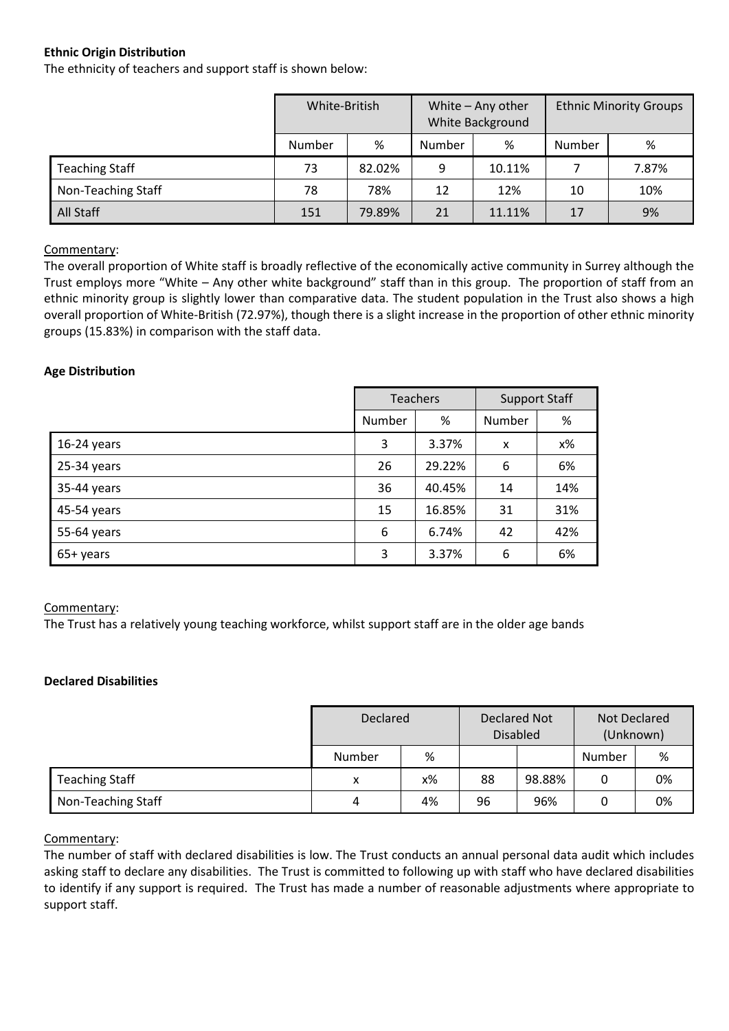**Ethnic Origin Distribution**

The ethnicity of teachers and support staff is shown below:

| | White-British | | White – Any other White Background | | Ethnic Minority Groups | |
|---|---|---|---|---|---|---|
| | Number | % | Number | % | Number | % |
| Teaching Staff | 73 | 82.02% | 9 | 10.11% | 7 | 7.87% |
| Non-Teaching Staff | 78 | 78% | 12 | 12% | 10 | 10% |
| All Staff | 151 | 79.89% | 21 | 11.11% | 17 | 9% |

Commentary:

The overall proportion of White staff is broadly reflective of the economically active community in Surrey although the Trust employs more "White – Any other white background" staff than in this group. The proportion of staff from an ethnic minority group is slightly lower than comparative data. The student population in the Trust also shows a high overall proportion of White-British (72.97%), though there is a slight increase in the proportion of other ethnic minority groups (15.83%) in comparison with the staff data.

**Age Distribution**

| | Teachers | | Support Staff | |
|---|---|---|---|---|
| | Number | % | Number | % |
| 16-24 years | 3 | 3.37% | x | x% |
| 25-34 years | 26 | 29.22% | 6 | 6% |
| 35-44 years | 36 | 40.45% | 14 | 14% |
| 45-54 years | 15 | 16.85% | 31 | 31% |
| 55-64 years | 6 | 6.74% | 42 | 42% |
| 65+ years | 3 | 3.37% | 6 | 6% |

Commentary:

The Trust has a relatively young teaching workforce, whilst support staff are in the older age bands

**Declared Disabilities**

| | Declared | | Declared Not Disabled | | Not Declared (Unknown) | |
|---|---|---|---|---|---|---|
| | Number | % | | | Number | % |
| Teaching Staff | x | x% | 88 | 98.88% | 0 | 0% |
| Non-Teaching Staff | 4 | 4% | 96 | 96% | 0 | 0% |

Commentary:

The number of staff with declared disabilities is low. The Trust conducts an annual personal data audit which includes asking staff to declare any disabilities. The Trust is committed to following up with staff who have declared disabilities to identify if any support is required. The Trust has made a number of reasonable adjustments where appropriate to support staff.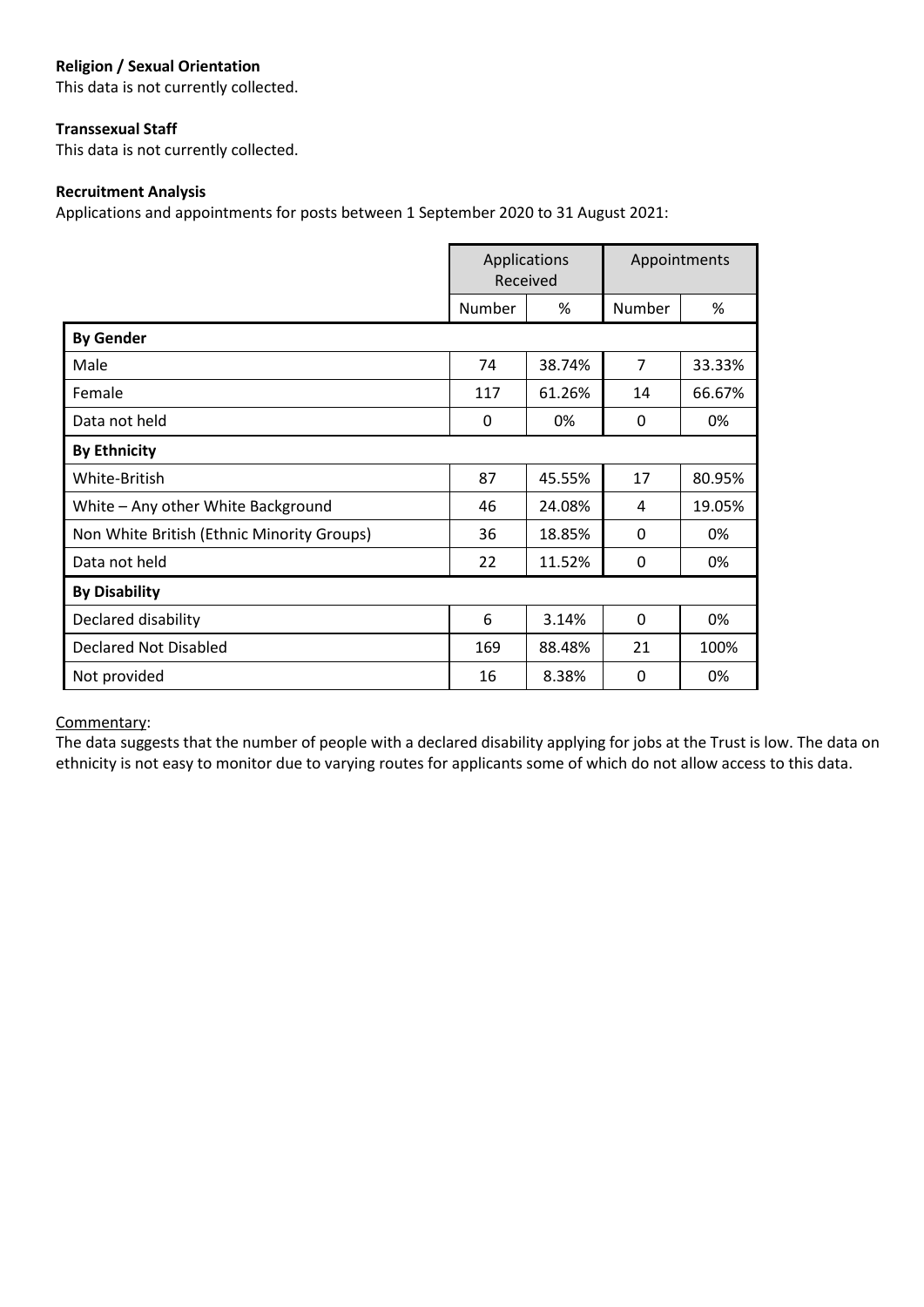**Religion / Sexual Orientation**
This data is not currently collected.

**Transsexual Staff**
This data is not currently collected.

**Recruitment Analysis**
Applications and appointments for posts between 1 September 2020 to 31 August 2021:

| | Applications Received | | Appointments | |
|---|---|---|---|---|
| | Number | % | Number | % |
| **By Gender** | | | | |
| Male | 74 | 38.74% | 7 | 33.33% |
| Female | 117 | 61.26% | 14 | 66.67% |
| Data not held | 0 | 0% | 0 | 0% |
| **By Ethnicity** | | | | |
| White-British | 87 | 45.55% | 17 | 80.95% |
| White – Any other White Background | 46 | 24.08% | 4 | 19.05% |
| Non White British (Ethnic Minority Groups) | 36 | 18.85% | 0 | 0% |
| Data not held | 22 | 11.52% | 0 | 0% |
| **By Disability** | | | | |
| Declared disability | 6 | 3.14% | 0 | 0% |
| Declared Not Disabled | 169 | 88.48% | 21 | 100% |
| Not provided | 16 | 8.38% | 0 | 0% |

Commentary:
The data suggests that the number of people with a declared disability applying for jobs at the Trust is low. The data on ethnicity is not easy to monitor due to varying routes for applicants some of which do not allow access to this data.